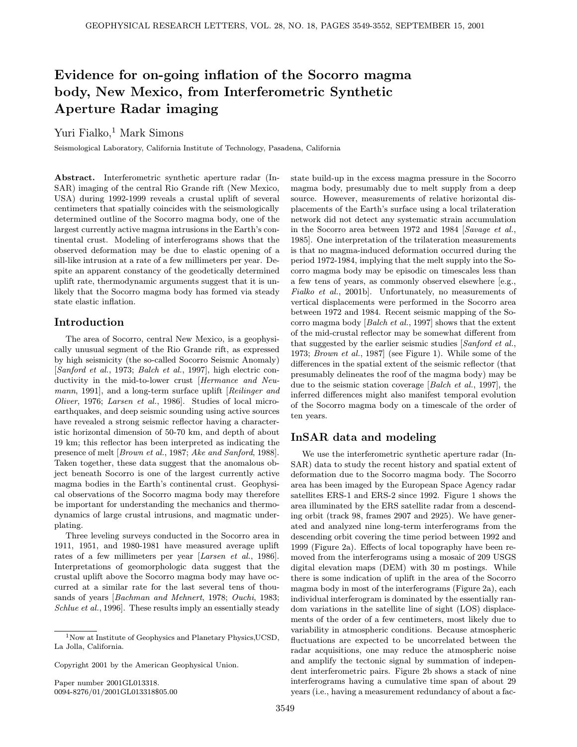# Evidence for on-going inflation of the Socorro magma body, New Mexico, from Interferometric Synthetic Aperture Radar imaging

Yuri Fialko,[1] Mark Simons

Seismological Laboratory, California Institute of Technology, Pasadena, California

**Abstract.** Interferometric synthetic aperture radar (InSAR) imaging of the central Rio Grande rift (New Mexico, USA) during 1992-1999 reveals a crustal uplift of several centimeters that spatially coincides with the seismologically determined outline of the Socorro magma body, one of the largest currently active magma intrusions in the Earth's continental crust. Modeling of interferograms shows that the observed deformation may be due to elastic opening of a sill-like intrusion at a rate of a few millimeters per year. Despite an apparent constancy of the geodetically determined uplift rate, thermodynamic arguments suggest that it is unlikely that the Socorro magma body has formed via steady state elastic inflation.

## Introduction

The area of Socorro, central New Mexico, is a geophysically unusual segment of the Rio Grande rift, as expressed by high seismicity (the so-called Socorro Seismic Anomaly) [*Sanford et al.*, 1973; *Balch et al.*, 1997], high electric conductivity in the mid-to-lower crust [*Hermance and Neumann*, 1991], and a long-term surface uplift [*Reilinger and Oliver*, 1976; *Larsen et al.*, 1986]. Studies of local microearthquakes, and deep seismic sounding using active sources have revealed a strong seismic reflector having a characteristic horizontal dimension of 50-70 km, and depth of about 19 km; this reflector has been interpreted as indicating the presence of melt [*Brown et al.*, 1987; *Ake and Sanford*, 1988]. Taken together, these data suggest that the anomalous object beneath Socorro is one of the largest currently active magma bodies in the Earth's continental crust. Geophysical observations of the Socorro magma body may therefore be important for understanding the mechanics and thermodynamics of large crustal intrusions, and magmatic underplating.

Three leveling surveys conducted in the Socorro area in 1911, 1951, and 1980-1981 have measured average uplift rates of a few millimeters per year [*Larsen et al.*, 1986]. Interpretations of geomorphologic data suggest that the crustal uplift above the Socorro magma body may have occurred at a similar rate for the last several tens of thousands of years [*Bachman and Mehnert*, 1978; *Ouchi*, 1983; *Schlue et al.*, 1996]. These results imply an essentially steady state build-up in the excess magma pressure in the Socorro magma body, presumably due to melt supply from a deep source. However, measurements of relative horizontal displacements of the Earth's surface using a local trilateration network did not detect any systematic strain accumulation in the Socorro area between 1972 and 1984 [*Savage et al.*, 1985]. One interpretation of the trilateration measurements is that no magma-induced deformation occurred during the period 1972-1984, implying that the melt supply into the Socorro magma body may be episodic on timescales less than a few tens of years, as commonly observed elsewhere [e.g., *Fialko et al.*, 2001b]. Unfortunately, no measurements of vertical displacements were performed in the Socorro area between 1972 and 1984. Recent seismic mapping of the Socorro magma body [*Balch et al.*, 1997] shows that the extent of the mid-crustal reflector may be somewhat different from that suggested by the earlier seismic studies [*Sanford et al.*, 1973; *Brown et al.*, 1987] (see Figure 1). While some of the differences in the spatial extent of the seismic reflector (that presumably delineates the roof of the magma body) may be due to the seismic station coverage [*Balch et al.*, 1997], the inferred differences might also manifest temporal evolution of the Socorro magma body on a timescale of the order of ten years.

## InSAR data and modeling

We use the interferometric synthetic aperture radar (InSAR) data to study the recent history and spatial extent of deformation due to the Socorro magma body. The Socorro area has been imaged by the European Space Agency radar satellites ERS-1 and ERS-2 since 1992. Figure 1 shows the area illuminated by the ERS satellite radar from a descending orbit (track 98, frames 2907 and 2925). We have generated and analyzed nine long-term interferograms from the descending orbit covering the time period between 1992 and 1999 (Figure 2a). Effects of local topography have been removed from the interferograms using a mosaic of 209 USGS digital elevation maps (DEM) with 30 m postings. While there is some indication of uplift in the area of the Socorro magma body in most of the interferograms (Figure 2a), each individual interferogram is dominated by the essentially random variations in the satellite line of sight (LOS) displacements of the order of a few centimeters, most likely due to variability in atmospheric conditions. Because atmospheric fluctuations are expected to be uncorrelated between the radar acquisitions, one may reduce the atmospheric noise and amplify the tectonic signal by summation of independent interferometric pairs. Figure 2b shows a stack of nine interferograms having a cumulative time span of about 29 years (i.e., having a measurement redundancy of about a fac-

[1] Now at Institute of Geophysics and Planetary Physics,UCSD, La Jolla, California.

Copyright 2001 by the American Geophysical Union.

Paper number 2001GL013318.
0094-8276/01/2001GL013318$05.00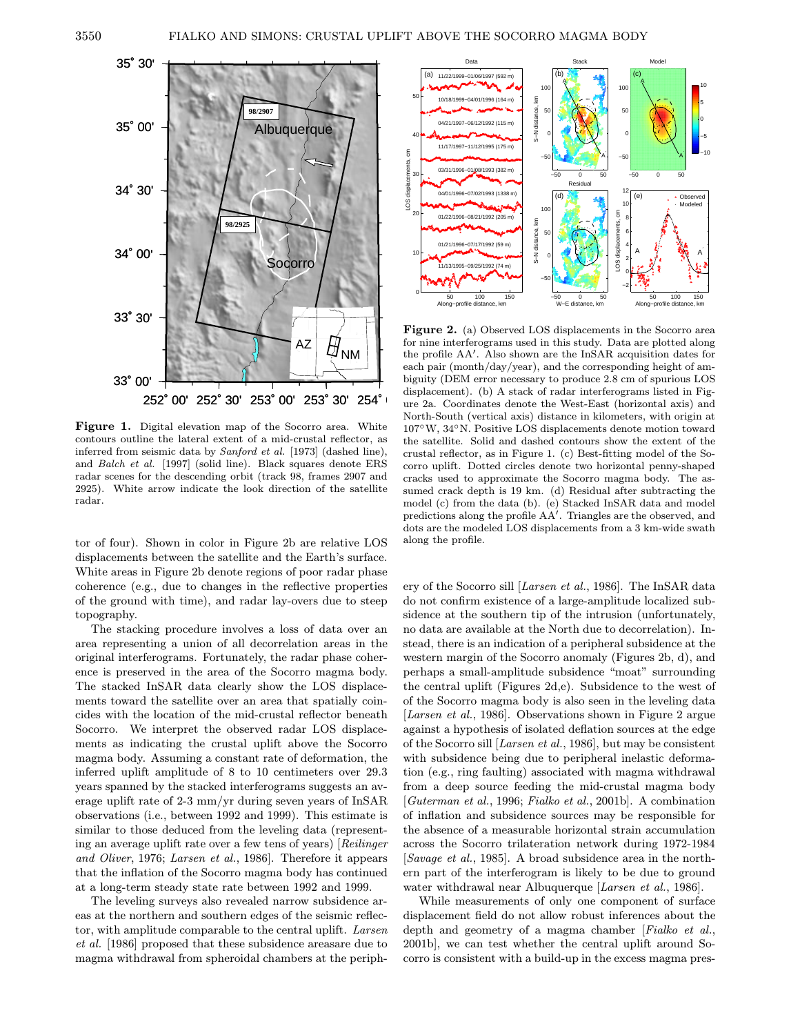**Figure 1.** Digital elevation map of the Socorro area. White contours outline the lateral extent of a mid-crustal reflector, as inferred from seismic data by *Sanford et al.* [1973] (dashed line), and *Balch et al.* [1997] (solid line). Black squares denote ERS radar scenes for the descending orbit (track 98, frames 2907 and 2925). White arrow indicate the look direction of the satellite radar.

**Figure 2.** (a) Observed LOS displacements in the Socorro area for nine interferograms used in this study. Data are plotted along the profile AA′. Also shown are the InSAR acquisition dates for each pair (month/day/year), and the corresponding height of ambiguity (DEM error necessary to produce 2.8 cm of spurious LOS displacement). (b) A stack of radar interferograms listed in Figure 2a. Coordinates denote the West-East (horizontal axis) and North-South (vertical axis) distance in kilometers, with origin at 107°W, 34°N. Positive LOS displacements denote motion toward the satellite. Solid and dashed contours show the extent of the crustal reflector, as in Figure 1. (c) Best-fitting model of the Socorro uplift. Dotted circles denote two horizontal penny-shaped cracks used to approximate the Socorro magma body. The assumed crack depth is 19 km. (d) Residual after subtracting the model (c) from the data (b). (e) Stacked InSAR data and model predictions along the profile AA′. Triangles are the observed, and dots are the modeled LOS displacements from a 3 km-wide swath along the profile.

tor of four). Shown in color in Figure 2b are relative LOS displacements between the satellite and the Earth's surface. White areas in Figure 2b denote regions of poor radar phase coherence (e.g., due to changes in the reflective properties of the ground with time), and radar lay-overs due to steep topography.

The stacking procedure involves a loss of data over an area representing a union of all decorrelation areas in the original interferograms. Fortunately, the radar phase coherence is preserved in the area of the Socorro magma body. The stacked InSAR data clearly show the LOS displacements toward the satellite over an area that spatially coincides with the location of the mid-crustal reflector beneath Socorro. We interpret the observed radar LOS displacements as indicating the crustal uplift above the Socorro magma body. Assuming a constant rate of deformation, the inferred uplift amplitude of 8 to 10 centimeters over 29.3 years spanned by the stacked interferograms suggests an average uplift rate of 2-3 mm/yr during seven years of InSAR observations (i.e., between 1992 and 1999). This estimate is similar to those deduced from the leveling data (representing an average uplift rate over a few tens of years) [*Reilinger and Oliver*, 1976; *Larsen et al.*, 1986]. Therefore it appears that the inflation of the Socorro magma body has continued at a long-term steady state rate between 1992 and 1999.

The leveling surveys also revealed narrow subsidence areas at the northern and southern edges of the seismic reflector, with amplitude comparable to the central uplift. *Larsen et al.* [1986] proposed that these subsidence areasare due to magma withdrawal from spheroidal chambers at the periphery of the Socorro sill [*Larsen et al.*, 1986]. The InSAR data do not confirm existence of a large-amplitude localized subsidence at the southern tip of the intrusion (unfortunately, no data are available at the North due to decorrelation). Instead, there is an indication of a peripheral subsidence at the western margin of the Socorro anomaly (Figures 2b, d), and perhaps a small-amplitude subsidence "moat" surrounding the central uplift (Figures 2d,e). Subsidence to the west of of the Socorro magma body is also seen in the leveling data [*Larsen et al.*, 1986]. Observations shown in Figure 2 argue against a hypothesis of isolated deflation sources at the edge of the Socorro sill [*Larsen et al.*, 1986], but may be consistent with subsidence being due to peripheral inelastic deformation (e.g., ring faulting) associated with magma withdrawal from a deep source feeding the mid-crustal magma body [*Guterman et al.*, 1996; *Fialko et al.*, 2001b]. A combination of inflation and subsidence sources may be responsible for the absence of a measurable horizontal strain accumulation across the Socorro trilateration network during 1972-1984 [*Savage et al.*, 1985]. A broad subsidence area in the northern part of the interferogram is likely to be due to ground water withdrawal near Albuquerque [*Larsen et al.*, 1986].

While measurements of only one component of surface displacement field do not allow robust inferences about the depth and geometry of a magma chamber [*Fialko et al.*, 2001b], we can test whether the central uplift around Socorro is consistent with a build-up in the excess magma pres-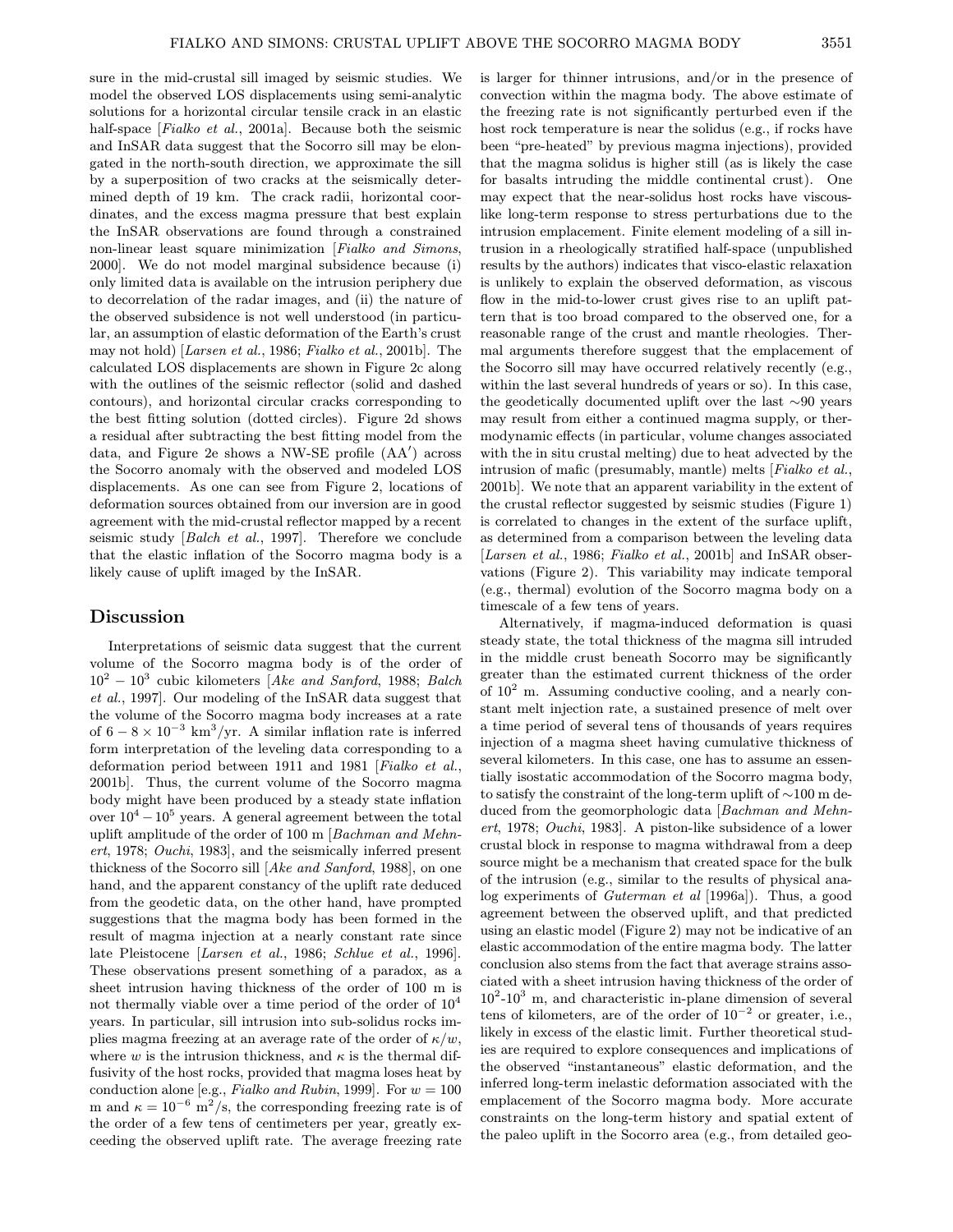sure in the mid-crustal sill imaged by seismic studies. We model the observed LOS displacements using semi-analytic solutions for a horizontal circular tensile crack in an elastic half-space [*Fialko et al.*, 2001a]. Because both the seismic and InSAR data suggest that the Socorro sill may be elongated in the north-south direction, we approximate the sill by a superposition of two cracks at the seismically determined depth of 19 km. The crack radii, horizontal coordinates, and the excess magma pressure that best explain the InSAR observations are found through a constrained non-linear least square minimization [*Fialko and Simons*, 2000]. We do not model marginal subsidence because (i) only limited data is available on the intrusion periphery due to decorrelation of the radar images, and (ii) the nature of the observed subsidence is not well understood (in particular, an assumption of elastic deformation of the Earth's crust may not hold) [*Larsen et al.*, 1986; *Fialko et al.*, 2001b]. The calculated LOS displacements are shown in Figure 2c along with the outlines of the seismic reflector (solid and dashed contours), and horizontal circular cracks corresponding to the best fitting solution (dotted circles). Figure 2d shows a residual after subtracting the best fitting model from the data, and Figure 2e shows a NW-SE profile (AA′) across the Socorro anomaly with the observed and modeled LOS displacements. As one can see from Figure 2, locations of deformation sources obtained from our inversion are in good agreement with the mid-crustal reflector mapped by a recent seismic study [*Balch et al.*, 1997]. Therefore we conclude that the elastic inflation of the Socorro magma body is a likely cause of uplift imaged by the InSAR.

## Discussion

Interpretations of seismic data suggest that the current volume of the Socorro magma body is of the order of $10^2 - 10^3$ cubic kilometers [*Ake and Sanford*, 1988; *Balch et al.*, 1997]. Our modeling of the InSAR data suggest that the volume of the Socorro magma body increases at a rate of $6 - 8 \times 10^{-3}$ km$^3$/yr. A similar inflation rate is inferred form interpretation of the leveling data corresponding to a deformation period between 1911 and 1981 [*Fialko et al.*, 2001b]. Thus, the current volume of the Socorro magma body might have been produced by a steady state inflation over $10^4 - 10^5$ years. A general agreement between the total uplift amplitude of the order of 100 m [*Bachman and Mehnert*, 1978; *Ouchi*, 1983], and the seismically inferred present thickness of the Socorro sill [*Ake and Sanford*, 1988], on one hand, and the apparent constancy of the uplift rate deduced from the geodetic data, on the other hand, have prompted suggestions that the magma body has been formed in the result of magma injection at a nearly constant rate since late Pleistocene [*Larsen et al.*, 1986; *Schlue et al.*, 1996]. These observations present something of a paradox, as a sheet intrusion having thickness of the order of 100 m is not thermally viable over a time period of the order of $10^4$ years. In particular, sill intrusion into sub-solidus rocks implies magma freezing at an average rate of the order of $\kappa/w$, where $w$ is the intrusion thickness, and $\kappa$ is the thermal diffusivity of the host rocks, provided that magma loses heat by conduction alone [e.g., *Fialko and Rubin*, 1999]. For $w = 100$ m and $\kappa = 10^{-6}$ m$^2$/s, the corresponding freezing rate is of the order of a few tens of centimeters per year, greatly exceeding the observed uplift rate. The average freezing rate is larger for thinner intrusions, and/or in the presence of convection within the magma body. The above estimate of the freezing rate is not significantly perturbed even if the host rock temperature is near the solidus (e.g., if rocks have been "pre-heated" by previous magma injections), provided that the magma solidus is higher still (as is likely the case for basalts intruding the middle continental crust). One may expect that the near-solidus host rocks have viscous-like long-term response to stress perturbations due to the intrusion emplacement. Finite element modeling of a sill intrusion in a rheologically stratified half-space (unpublished results by the authors) indicates that visco-elastic relaxation is unlikely to explain the observed deformation, as viscous flow in the mid-to-lower crust gives rise to an uplift pattern that is too broad compared to the observed one, for a reasonable range of the crust and mantle rheologies. Thermal arguments therefore suggest that the emplacement of the Socorro sill may have occurred relatively recently (e.g., within the last several hundreds of years or so). In this case, the geodetically documented uplift over the last ∼90 years may result from either a continued magma supply, or thermodynamic effects (in particular, volume changes associated with the in situ crustal melting) due to heat advected by the intrusion of mafic (presumably, mantle) melts [*Fialko et al.*, 2001b]. We note that an apparent variability in the extent of the crustal reflector suggested by seismic studies (Figure 1) is correlated to changes in the extent of the surface uplift, as determined from a comparison between the leveling data [*Larsen et al.*, 1986; *Fialko et al.*, 2001b] and InSAR observations (Figure 2). This variability may indicate temporal (e.g., thermal) evolution of the Socorro magma body on a timescale of a few tens of years.

Alternatively, if magma-induced deformation is quasi steady state, the total thickness of the magma sill intruded in the middle crust beneath Socorro may be significantly greater than the estimated current thickness of the order of $10^2$ m. Assuming conductive cooling, and a nearly constant melt injection rate, a sustained presence of melt over a time period of several tens of thousands of years requires injection of a magma sheet having cumulative thickness of several kilometers. In this case, one has to assume an essentially isostatic accommodation of the Socorro magma body, to satisfy the constraint of the long-term uplift of ∼100 m deduced from the geomorphologic data [*Bachman and Mehnert*, 1978; *Ouchi*, 1983]. A piston-like subsidence of a lower crustal block in response to magma withdrawal from a deep source might be a mechanism that created space for the bulk of the intrusion (e.g., similar to the results of physical analog experiments of *Guterman et al* [1996a]). Thus, a good agreement between the observed uplift, and that predicted using an elastic model (Figure 2) may not be indicative of an elastic accommodation of the entire magma body. The latter conclusion also stems from the fact that average strains associated with a sheet intrusion having thickness of the order of $10^2$-$10^3$ m, and characteristic in-plane dimension of several tens of kilometers, are of the order of $10^{-2}$ or greater, i.e., likely in excess of the elastic limit. Further theoretical studies are required to explore consequences and implications of the observed "instantaneous" elastic deformation, and the inferred long-term inelastic deformation associated with the emplacement of the Socorro magma body. More accurate constraints on the long-term history and spatial extent of the paleo uplift in the Socorro area (e.g., from detailed geo-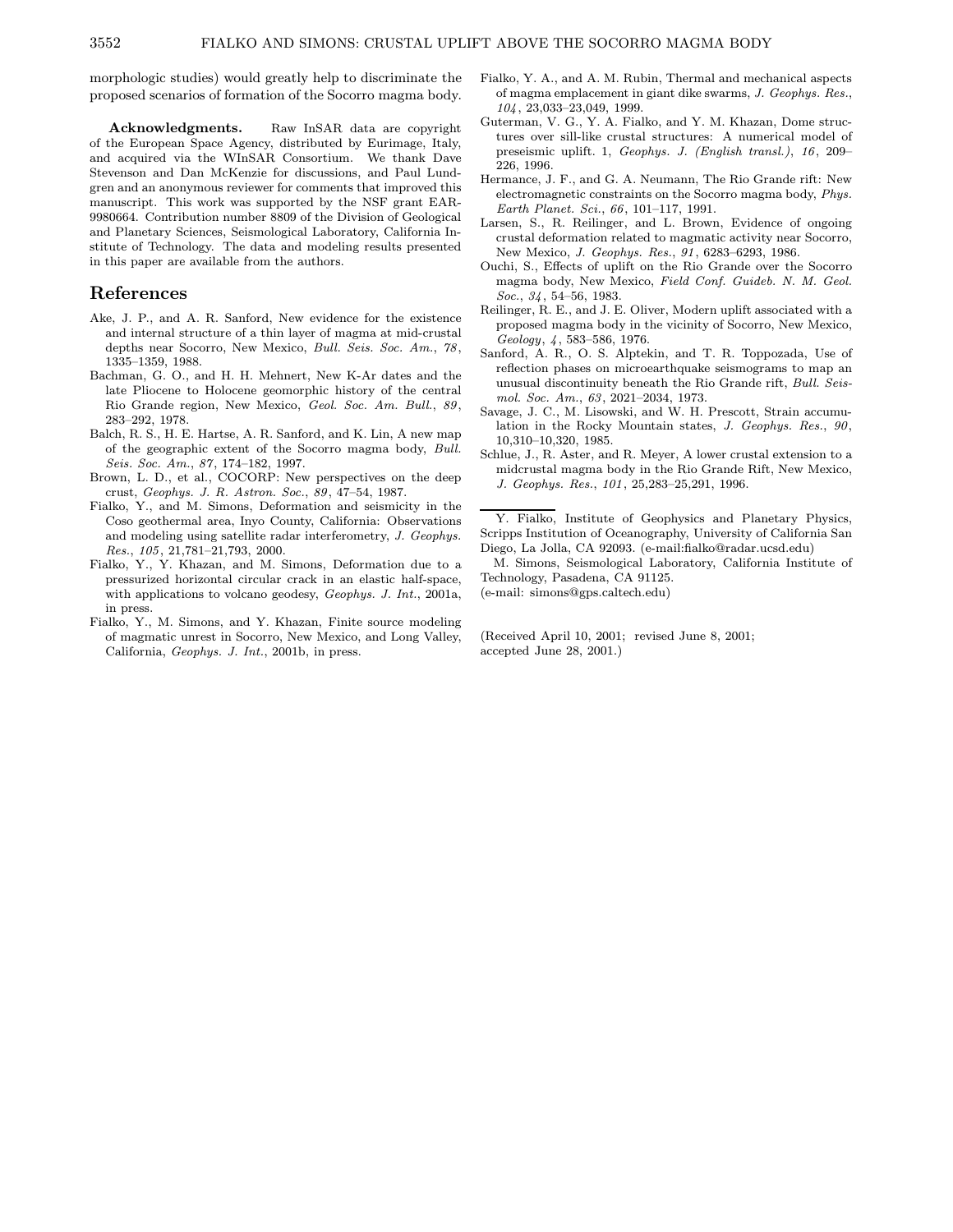morphologic studies) would greatly help to discriminate the proposed scenarios of formation of the Socorro magma body.

**Acknowledgments.** Raw InSAR data are copyright of the European Space Agency, distributed by Eurimage, Italy, and acquired via the WInSAR Consortium. We thank Dave Stevenson and Dan McKenzie for discussions, and Paul Lundgren and an anonymous reviewer for comments that improved this manuscript. This work was supported by the NSF grant EAR-9980664. Contribution number 8809 of the Division of Geological and Planetary Sciences, Seismological Laboratory, California Institute of Technology. The data and modeling results presented in this paper are available from the authors.

## References

Ake, J. P., and A. R. Sanford, New evidence for the existence and internal structure of a thin layer of magma at mid-crustal depths near Socorro, New Mexico, *Bull. Seis. Soc. Am.*, *78*, 1335–1359, 1988.

Bachman, G. O., and H. H. Mehnert, New K-Ar dates and the late Pliocene to Holocene geomorphic history of the central Rio Grande region, New Mexico, *Geol. Soc. Am. Bull.*, *89*, 283–292, 1978.

Balch, R. S., H. E. Hartse, A. R. Sanford, and K. Lin, A new map of the geographic extent of the Socorro magma body, *Bull. Seis. Soc. Am.*, *87*, 174–182, 1997.

Brown, L. D., et al., COCORP: New perspectives on the deep crust, *Geophys. J. R. Astron. Soc.*, *89*, 47–54, 1987.

Fialko, Y., and M. Simons, Deformation and seismicity in the Coso geothermal area, Inyo County, California: Observations and modeling using satellite radar interferometry, *J. Geophys. Res.*, *105*, 21,781–21,793, 2000.

Fialko, Y., Y. Khazan, and M. Simons, Deformation due to a pressurized horizontal circular crack in an elastic half-space, with applications to volcano geodesy, *Geophys. J. Int.*, 2001a, in press.

Fialko, Y., M. Simons, and Y. Khazan, Finite source modeling of magmatic unrest in Socorro, New Mexico, and Long Valley, California, *Geophys. J. Int.*, 2001b, in press.

Fialko, Y. A., and A. M. Rubin, Thermal and mechanical aspects of magma emplacement in giant dike swarms, *J. Geophys. Res.*, *104*, 23,033–23,049, 1999.

Guterman, V. G., Y. A. Fialko, and Y. M. Khazan, Dome structures over sill-like crustal structures: A numerical model of preseismic uplift. 1, *Geophys. J. (English transl.)*, *16*, 209–226, 1996.

Hermance, J. F., and G. A. Neumann, The Rio Grande rift: New electromagnetic constraints on the Socorro magma body, *Phys. Earth Planet. Sci.*, *66*, 101–117, 1991.

Larsen, S., R. Reilinger, and L. Brown, Evidence of ongoing crustal deformation related to magmatic activity near Socorro, New Mexico, *J. Geophys. Res.*, *91*, 6283–6293, 1986.

Ouchi, S., Effects of uplift on the Rio Grande over the Socorro magma body, New Mexico, *Field Conf. Guideb. N. M. Geol. Soc.*, *34*, 54–56, 1983.

Reilinger, R. E., and J. E. Oliver, Modern uplift associated with a proposed magma body in the vicinity of Socorro, New Mexico, *Geology*, *4*, 583–586, 1976.

Sanford, A. R., O. S. Alptekin, and T. R. Toppozada, Use of reflection phases on microearthquake seismograms to map an unusual discontinuity beneath the Rio Grande rift, *Bull. Seismol. Soc. Am.*, *63*, 2021–2034, 1973.

Savage, J. C., M. Lisowski, and W. H. Prescott, Strain accumulation in the Rocky Mountain states, *J. Geophys. Res.*, *90*, 10,310–10,320, 1985.

Schlue, J., R. Aster, and R. Meyer, A lower crustal extension to a midcrustal magma body in the Rio Grande Rift, New Mexico, *J. Geophys. Res.*, *101*, 25,283–25,291, 1996.

---

Y. Fialko, Institute of Geophysics and Planetary Physics, Scripps Institution of Oceanography, University of California San Diego, La Jolla, CA 92093. (e-mail:fialko@radar.ucsd.edu)

M. Simons, Seismological Laboratory, California Institute of Technology, Pasadena, CA 91125.
(e-mail: simons@gps.caltech.edu)

(Received April 10, 2001; revised June 8, 2001;
accepted June 28, 2001.)